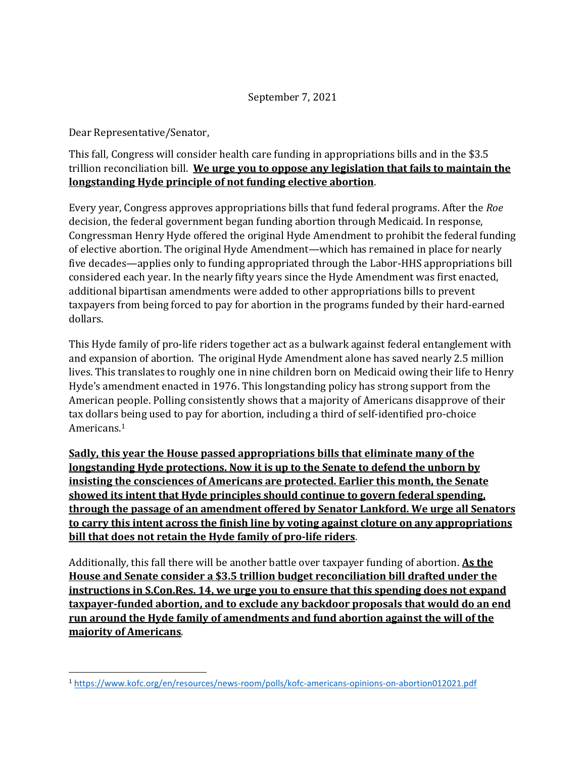September 7, 2021

Dear Representative/Senator,

This fall, Congress will consider health care funding in appropriations bills and in the $3.5 trillion reconciliation bill. **We urge you to oppose any legislation that fails to maintain the longstanding Hyde principle of not funding elective abortion**.

Every year, Congress approves appropriations bills that fund federal programs. After the *Roe* decision, the federal government began funding abortion through Medicaid. In response, Congressman Henry Hyde offered the original Hyde Amendment to prohibit the federal funding of elective abortion. The original Hyde Amendment—which has remained in place for nearly five decades—applies only to funding appropriated through the Labor-HHS appropriations bill considered each year. In the nearly fifty years since the Hyde Amendment was first enacted, additional bipartisan amendments were added to other appropriations bills to prevent taxpayers from being forced to pay for abortion in the programs funded by their hard-earned dollars.

This Hyde family of pro-life riders together act as a bulwark against federal entanglement with and expansion of abortion. The original Hyde Amendment alone has saved nearly 2.5 million lives. This translates to roughly one in nine children born on Medicaid owing their life to Henry Hyde's amendment enacted in 1976. This longstanding policy has strong support from the American people. Polling consistently shows that a majority of Americans disapprove of their tax dollars being used to pay for abortion, including a third of self-identified pro-choice Americans.[1]

**Sadly, this year the House passed appropriations bills that eliminate many of the longstanding Hyde protections. Now it is up to the Senate to defend the unborn by insisting the consciences of Americans are protected. Earlier this month, the Senate showed its intent that Hyde principles should continue to govern federal spending, through the passage of an amendment offered by Senator Lankford. We urge all Senators to carry this intent across the finish line by voting against cloture on any appropriations bill that does not retain the Hyde family of pro-life riders**.

Additionally, this fall there will be another battle over taxpayer funding of abortion. **As the House and Senate consider a $3.5 trillion budget reconciliation bill drafted under the instructions in S.Con.Res. 14, we urge you to ensure that this spending does not expand taxpayer-funded abortion, and to exclude any backdoor proposals that would do an end run around the Hyde family of amendments and fund abortion against the will of the majority of Americans**.

---

[1] https://www.kofc.org/en/resources/news-room/polls/kofc-americans-opinions-on-abortion012021.pdf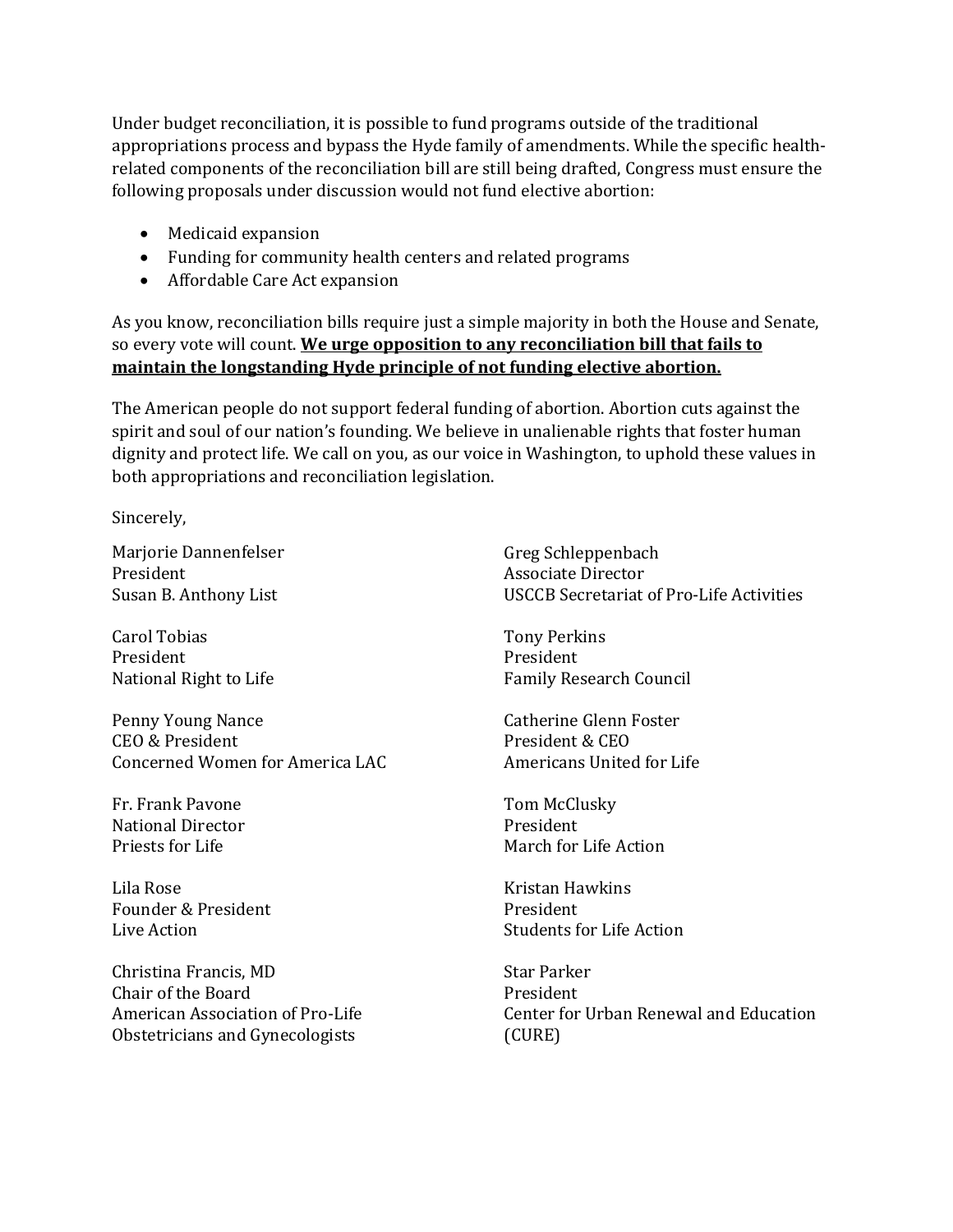Under budget reconciliation, it is possible to fund programs outside of the traditional appropriations process and bypass the Hyde family of amendments. While the specific health-related components of the reconciliation bill are still being drafted, Congress must ensure the following proposals under discussion would not fund elective abortion:

- Medicaid expansion
- Funding for community health centers and related programs
- Affordable Care Act expansion

As you know, reconciliation bills require just a simple majority in both the House and Senate, so every vote will count. <u>**We urge opposition to any reconciliation bill that fails to maintain the longstanding Hyde principle of not funding elective abortion.**</u>

The American people do not support federal funding of abortion. Abortion cuts against the spirit and soul of our nation's founding. We believe in unalienable rights that foster human dignity and protect life. We call on you, as our voice in Washington, to uphold these values in both appropriations and reconciliation legislation.

Sincerely,

Marjorie Dannenfelser
President
Susan B. Anthony List

Carol Tobias
President
National Right to Life

Penny Young Nance
CEO & President
Concerned Women for America LAC

Fr. Frank Pavone
National Director
Priests for Life

Lila Rose
Founder & President
Live Action

Christina Francis, MD
Chair of the Board
American Association of Pro-Life Obstetricians and Gynecologists

Greg Schleppenbach
Associate Director
USCCB Secretariat of Pro-Life Activities

Tony Perkins
President
Family Research Council

Catherine Glenn Foster
President & CEO
Americans United for Life

Tom McClusky
President
March for Life Action

Kristan Hawkins
President
Students for Life Action

Star Parker
President
Center for Urban Renewal and Education (CURE)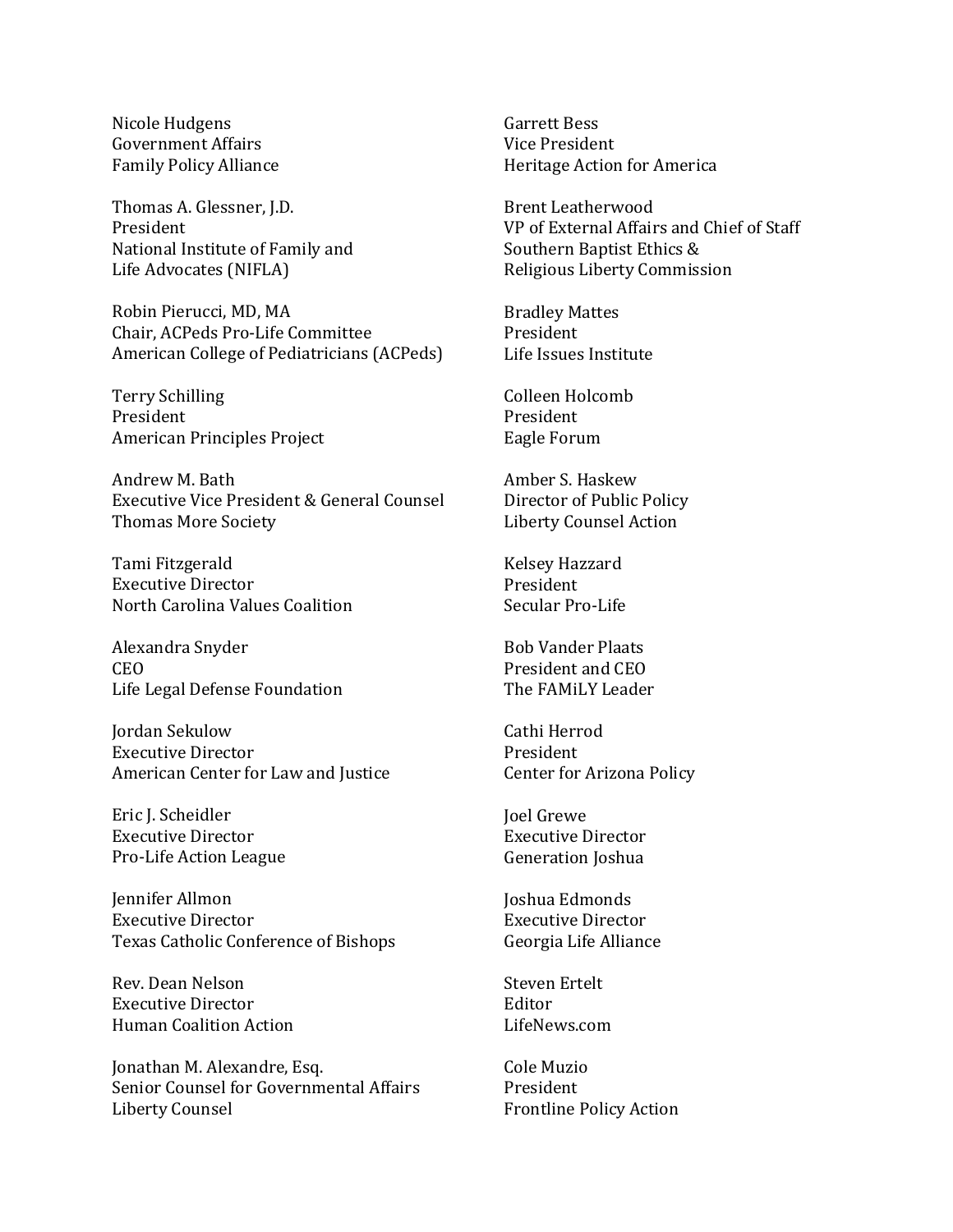Nicole Hudgens
Government Affairs
Family Policy Alliance

Thomas A. Glessner, J.D.
President
National Institute of Family and
Life Advocates (NIFLA)

Robin Pierucci, MD, MA
Chair, ACPeds Pro-Life Committee
American College of Pediatricians (ACPeds)

Terry Schilling
President
American Principles Project

Andrew M. Bath
Executive Vice President & General Counsel
Thomas More Society

Tami Fitzgerald
Executive Director
North Carolina Values Coalition

Alexandra Snyder
CEO
Life Legal Defense Foundation

Jordan Sekulow
Executive Director
American Center for Law and Justice

Eric J. Scheidler
Executive Director
Pro-Life Action League

Jennifer Allmon
Executive Director
Texas Catholic Conference of Bishops

Rev. Dean Nelson
Executive Director
Human Coalition Action

Jonathan M. Alexandre, Esq.
Senior Counsel for Governmental Affairs
Liberty Counsel

Garrett Bess
Vice President
Heritage Action for America

Brent Leatherwood
VP of External Affairs and Chief of Staff
Southern Baptist Ethics &
Religious Liberty Commission

Bradley Mattes
President
Life Issues Institute

Colleen Holcomb
President
Eagle Forum

Amber S. Haskew
Director of Public Policy
Liberty Counsel Action

Kelsey Hazzard
President
Secular Pro-Life

Bob Vander Plaats
President and CEO
The FAMiLY Leader

Cathi Herrod
President
Center for Arizona Policy

Joel Grewe
Executive Director
Generation Joshua

Joshua Edmonds
Executive Director
Georgia Life Alliance

Steven Ertelt
Editor
LifeNews.com

Cole Muzio
President
Frontline Policy Action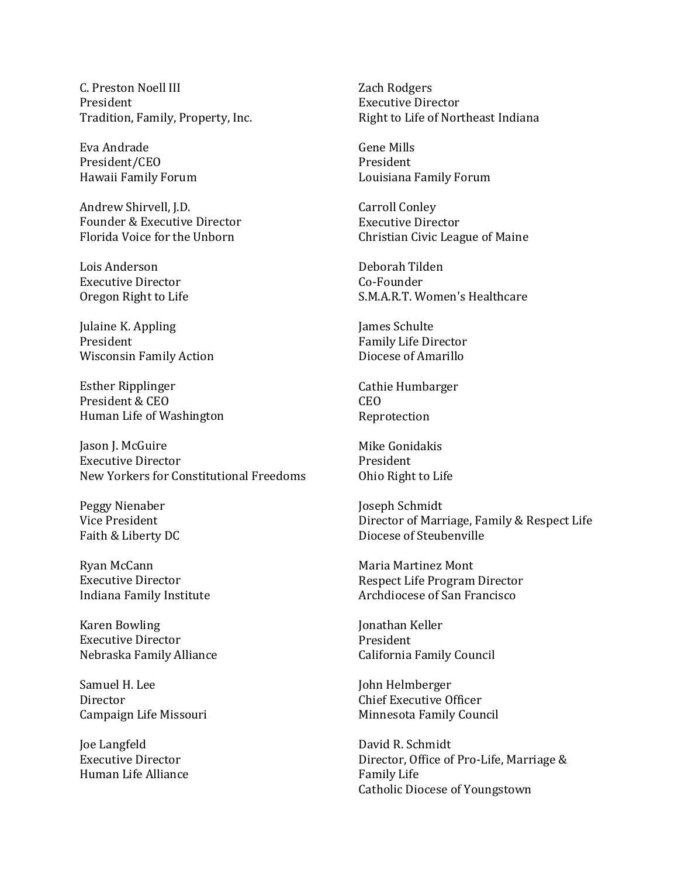C. Preston Noell III
President
Tradition, Family, Property, Inc.

Eva Andrade
President/CEO
Hawaii Family Forum

Andrew Shirvell, J.D.
Founder & Executive Director
Florida Voice for the Unborn

Lois Anderson
Executive Director
Oregon Right to Life

Julaine K. Appling
President
Wisconsin Family Action

Esther Ripplinger
President & CEO
Human Life of Washington

Jason J. McGuire
Executive Director
New Yorkers for Constitutional Freedoms

Peggy Nienaber
Vice President
Faith & Liberty DC

Ryan McCann
Executive Director
Indiana Family Institute

Karen Bowling
Executive Director
Nebraska Family Alliance

Samuel H. Lee
Director
Campaign Life Missouri

Joe Langfeld
Executive Director
Human Life Alliance

Zach Rodgers
Executive Director
Right to Life of Northeast Indiana

Gene Mills
President
Louisiana Family Forum

Carroll Conley
Executive Director
Christian Civic League of Maine

Deborah Tilden
Co-Founder
S.M.A.R.T. Women's Healthcare

James Schulte
Family Life Director
Diocese of Amarillo

Cathie Humbarger
CEO
Reprotection

Mike Gonidakis
President
Ohio Right to Life

Joseph Schmidt
Director of Marriage, Family & Respect Life
Diocese of Steubenville

Maria Martinez Mont
Respect Life Program Director
Archdiocese of San Francisco

Jonathan Keller
President
California Family Council

John Helmberger
Chief Executive Officer
Minnesota Family Council

David R. Schmidt
Director, Office of Pro-Life, Marriage & Family Life
Catholic Diocese of Youngstown